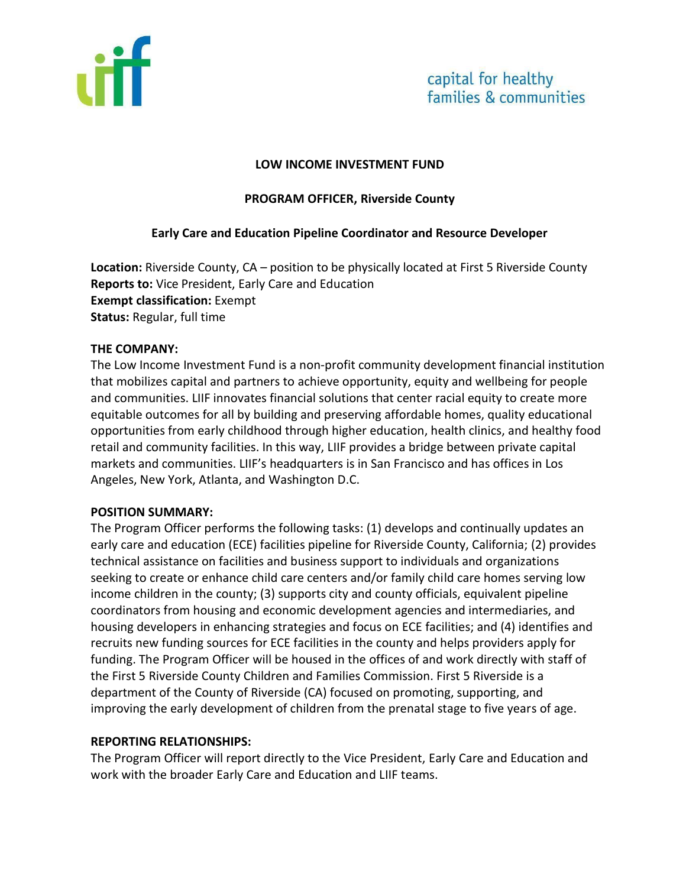capital for healthy families & communities

# LOW INCOME INVESTMENT FUND

## PROGRAM OFFICER, Riverside County

### Early Care and Education Pipeline Coordinator and Resource Developer

**Location:** Riverside County, CA – position to be physically located at First 5 Riverside County
**Reports to:** Vice President, Early Care and Education
**Exempt classification:** Exempt
**Status:** Regular, full time

**THE COMPANY:**
The Low Income Investment Fund is a non-profit community development financial institution that mobilizes capital and partners to achieve opportunity, equity and wellbeing for people and communities. LIIF innovates financial solutions that center racial equity to create more equitable outcomes for all by building and preserving affordable homes, quality educational opportunities from early childhood through higher education, health clinics, and healthy food retail and community facilities. In this way, LIIF provides a bridge between private capital markets and communities. LIIF's headquarters is in San Francisco and has offices in Los Angeles, New York, Atlanta, and Washington D.C.

**POSITION SUMMARY:**
The Program Officer performs the following tasks: (1) develops and continually updates an early care and education (ECE) facilities pipeline for Riverside County, California; (2) provides technical assistance on facilities and business support to individuals and organizations seeking to create or enhance child care centers and/or family child care homes serving low income children in the county; (3) supports city and county officials, equivalent pipeline coordinators from housing and economic development agencies and intermediaries, and housing developers in enhancing strategies and focus on ECE facilities; and (4) identifies and recruits new funding sources for ECE facilities in the county and helps providers apply for funding. The Program Officer will be housed in the offices of and work directly with staff of the First 5 Riverside County Children and Families Commission. First 5 Riverside is a department of the County of Riverside (CA) focused on promoting, supporting, and improving the early development of children from the prenatal stage to five years of age.

**REPORTING RELATIONSHIPS:**
The Program Officer will report directly to the Vice President, Early Care and Education and work with the broader Early Care and Education and LIIF teams.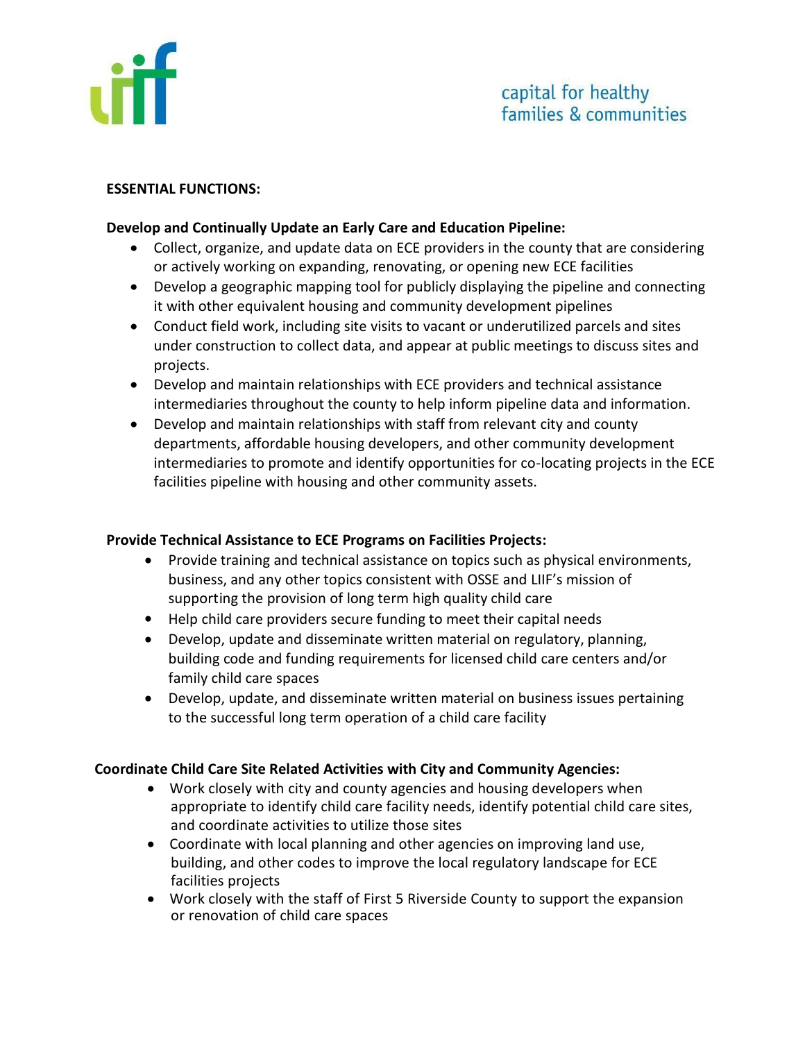**ESSENTIAL FUNCTIONS:**

**Develop and Continually Update an Early Care and Education Pipeline:**

- Collect, organize, and update data on ECE providers in the county that are considering or actively working on expanding, renovating, or opening new ECE facilities
- Develop a geographic mapping tool for publicly displaying the pipeline and connecting it with other equivalent housing and community development pipelines
- Conduct field work, including site visits to vacant or underutilized parcels and sites under construction to collect data, and appear at public meetings to discuss sites and projects.
- Develop and maintain relationships with ECE providers and technical assistance intermediaries throughout the county to help inform pipeline data and information.
- Develop and maintain relationships with staff from relevant city and county departments, affordable housing developers, and other community development intermediaries to promote and identify opportunities for co-locating projects in the ECE facilities pipeline with housing and other community assets.

**Provide Technical Assistance to ECE Programs on Facilities Projects:**

- Provide training and technical assistance on topics such as physical environments, business, and any other topics consistent with OSSE and LIIF's mission of supporting the provision of long term high quality child care
- Help child care providers secure funding to meet their capital needs
- Develop, update and disseminate written material on regulatory, planning, building code and funding requirements for licensed child care centers and/or family child care spaces
- Develop, update, and disseminate written material on business issues pertaining to the successful long term operation of a child care facility

**Coordinate Child Care Site Related Activities with City and Community Agencies:**

- Work closely with city and county agencies and housing developers when appropriate to identify child care facility needs, identify potential child care sites, and coordinate activities to utilize those sites
- Coordinate with local planning and other agencies on improving land use, building, and other codes to improve the local regulatory landscape for ECE facilities projects
- Work closely with the staff of First 5 Riverside County to support the expansion or renovation of child care spaces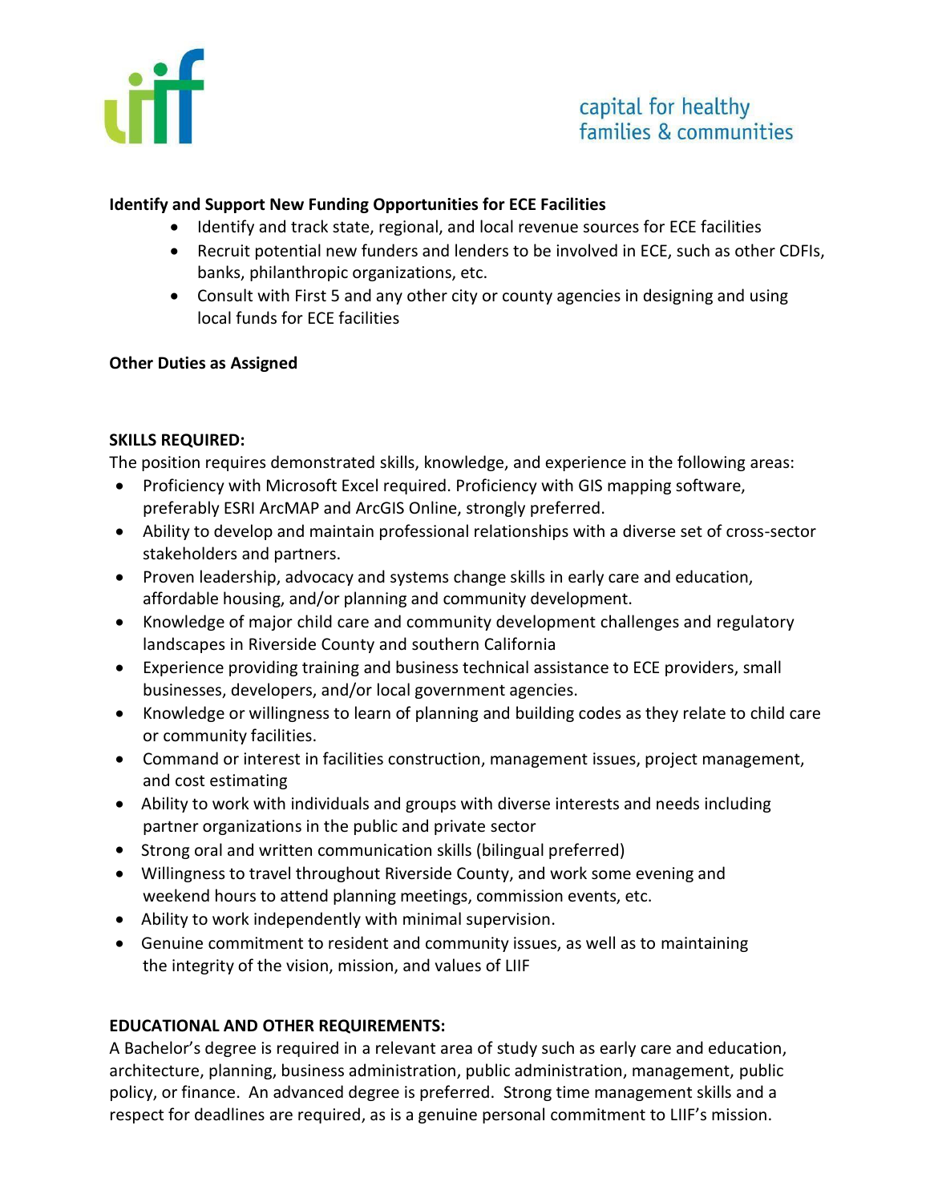**Identify and Support New Funding Opportunities for ECE Facilities**

- Identify and track state, regional, and local revenue sources for ECE facilities
- Recruit potential new funders and lenders to be involved in ECE, such as other CDFIs, banks, philanthropic organizations, etc.
- Consult with First 5 and any other city or county agencies in designing and using local funds for ECE facilities

**Other Duties as Assigned**

**SKILLS REQUIRED:**

The position requires demonstrated skills, knowledge, and experience in the following areas:

- Proficiency with Microsoft Excel required. Proficiency with GIS mapping software, preferably ESRI ArcMAP and ArcGIS Online, strongly preferred.
- Ability to develop and maintain professional relationships with a diverse set of cross-sector stakeholders and partners.
- Proven leadership, advocacy and systems change skills in early care and education, affordable housing, and/or planning and community development.
- Knowledge of major child care and community development challenges and regulatory landscapes in Riverside County and southern California
- Experience providing training and business technical assistance to ECE providers, small businesses, developers, and/or local government agencies.
- Knowledge or willingness to learn of planning and building codes as they relate to child care or community facilities.
- Command or interest in facilities construction, management issues, project management, and cost estimating
- Ability to work with individuals and groups with diverse interests and needs including partner organizations in the public and private sector
- Strong oral and written communication skills (bilingual preferred)
- Willingness to travel throughout Riverside County, and work some evening and weekend hours to attend planning meetings, commission events, etc.
- Ability to work independently with minimal supervision.
- Genuine commitment to resident and community issues, as well as to maintaining the integrity of the vision, mission, and values of LIIF

**EDUCATIONAL AND OTHER REQUIREMENTS:**

A Bachelor's degree is required in a relevant area of study such as early care and education, architecture, planning, business administration, public administration, management, public policy, or finance. An advanced degree is preferred. Strong time management skills and a respect for deadlines are required, as is a genuine personal commitment to LIIF's mission.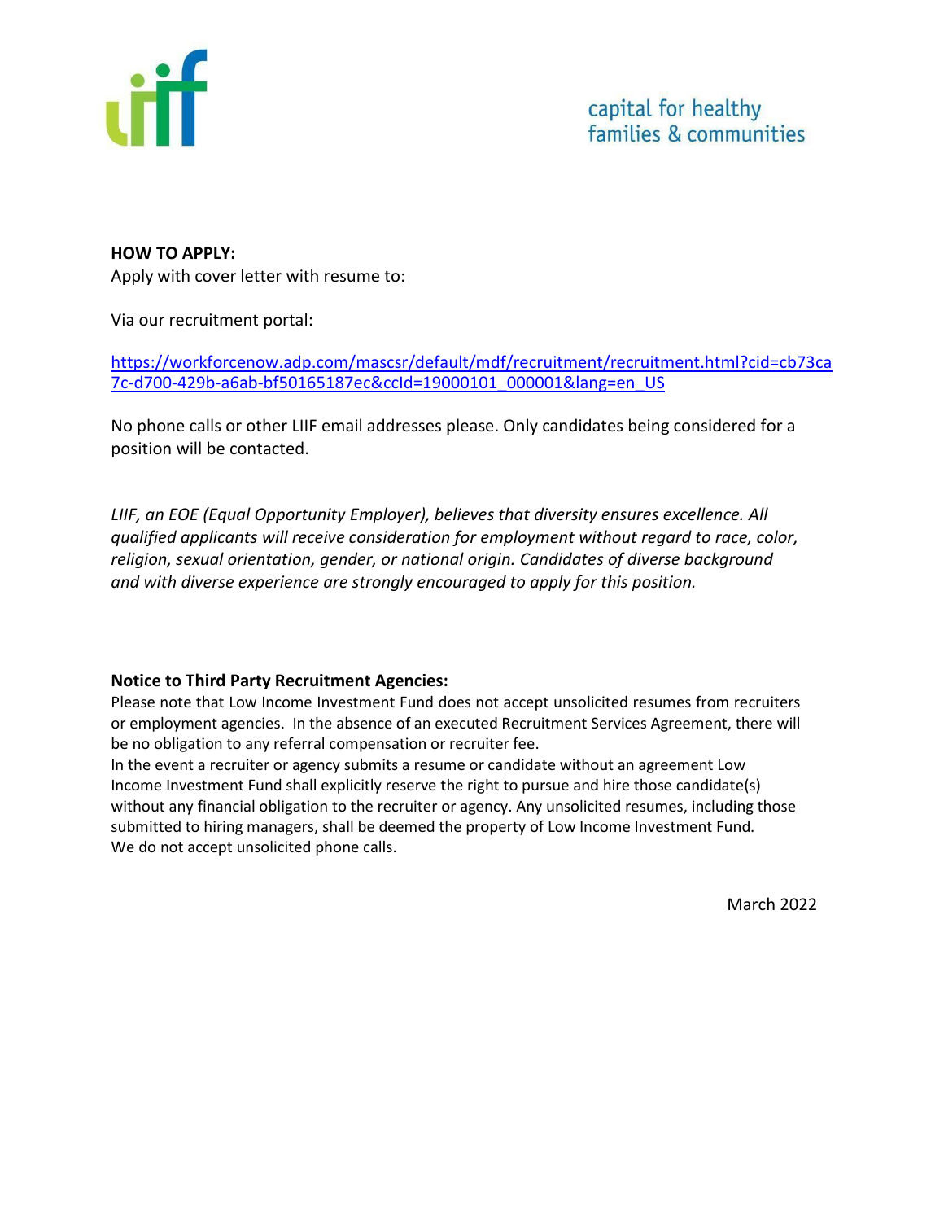capital for healthy
families & communities

**HOW TO APPLY:**

Apply with cover letter with resume to:

Via our recruitment portal:

https://workforcenow.adp.com/mascsr/default/mdf/recruitment/recruitment.html?cid=cb73ca7c-d700-429b-a6ab-bf50165187ec&ccId=19000101_000001&lang=en_US

No phone calls or other LIIF email addresses please. Only candidates being considered for a position will be contacted.

*LIIF, an EOE (Equal Opportunity Employer), believes that diversity ensures excellence. All qualified applicants will receive consideration for employment without regard to race, color, religion, sexual orientation, gender, or national origin. Candidates of diverse background and with diverse experience are strongly encouraged to apply for this position.*

**Notice to Third Party Recruitment Agencies:**

Please note that Low Income Investment Fund does not accept unsolicited resumes from recruiters or employment agencies. In the absence of an executed Recruitment Services Agreement, there will be no obligation to any referral compensation or recruiter fee.

In the event a recruiter or agency submits a resume or candidate without an agreement Low Income Investment Fund shall explicitly reserve the right to pursue and hire those candidate(s) without any financial obligation to the recruiter or agency. Any unsolicited resumes, including those submitted to hiring managers, shall be deemed the property of Low Income Investment Fund.

We do not accept unsolicited phone calls.

March 2022